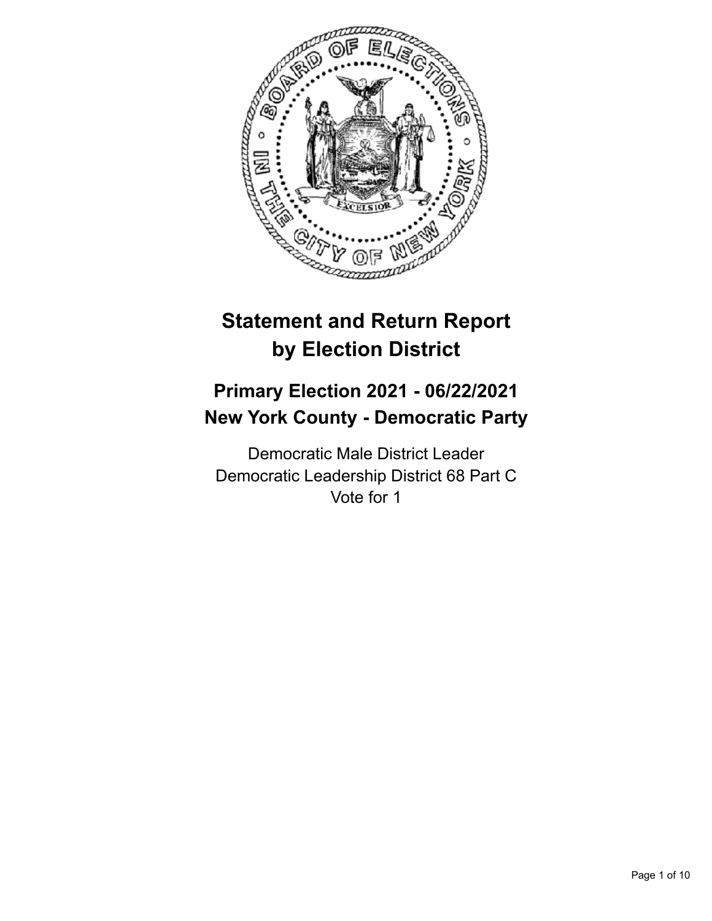# Statement and Return Report by Election District

## Primary Election 2021 - 06/22/2021
## New York County - Democratic Party

Democratic Male District Leader
Democratic Leadership District 68 Part C
Vote for 1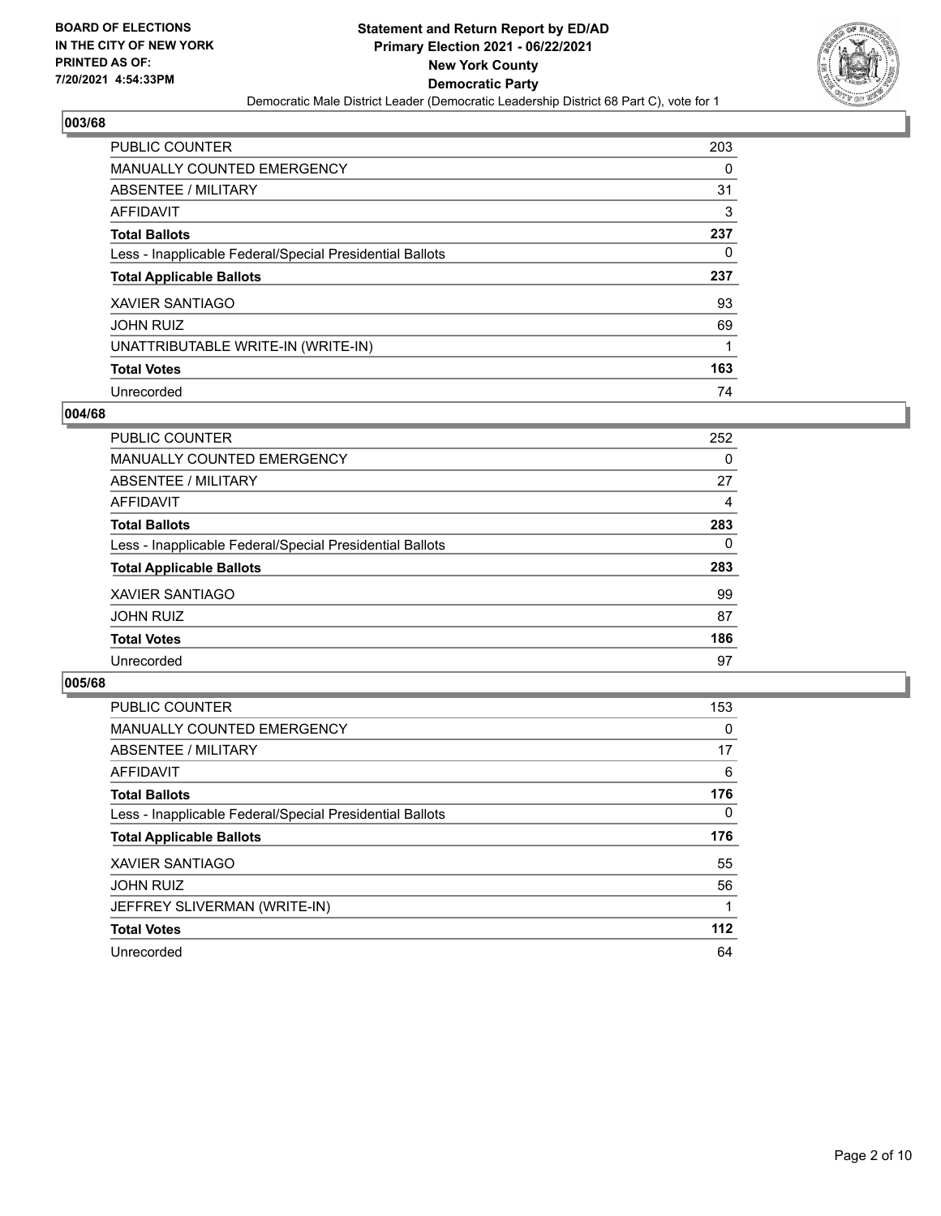**BOARD OF ELECTIONS**
**IN THE CITY OF NEW YORK**
**PRINTED AS OF:**
**7/20/2021 4:54:33PM**

**Statement and Return Report by ED/AD**
**Primary Election 2021 - 06/22/2021**
**New York County**
**Democratic Party**
Democratic Male District Leader (Democratic Leadership District 68 Part C), vote for 1

### 003/68

| | |
|---|---|
| PUBLIC COUNTER | 203 |
| MANUALLY COUNTED EMERGENCY | 0 |
| ABSENTEE / MILITARY | 31 |
| AFFIDAVIT | 3 |
| **Total Ballots** | **237** |
| Less - Inapplicable Federal/Special Presidential Ballots | 0 |
| **Total Applicable Ballots** | **237** |
| XAVIER SANTIAGO | 93 |
| JOHN RUIZ | 69 |
| UNATTRIBUTABLE WRITE-IN (WRITE-IN) | 1 |
| **Total Votes** | **163** |
| Unrecorded | 74 |

### 004/68

| | |
|---|---|
| PUBLIC COUNTER | 252 |
| MANUALLY COUNTED EMERGENCY | 0 |
| ABSENTEE / MILITARY | 27 |
| AFFIDAVIT | 4 |
| **Total Ballots** | **283** |
| Less - Inapplicable Federal/Special Presidential Ballots | 0 |
| **Total Applicable Ballots** | **283** |
| XAVIER SANTIAGO | 99 |
| JOHN RUIZ | 87 |
| **Total Votes** | **186** |
| Unrecorded | 97 |

### 005/68

| | |
|---|---|
| PUBLIC COUNTER | 153 |
| MANUALLY COUNTED EMERGENCY | 0 |
| ABSENTEE / MILITARY | 17 |
| AFFIDAVIT | 6 |
| **Total Ballots** | **176** |
| Less - Inapplicable Federal/Special Presidential Ballots | 0 |
| **Total Applicable Ballots** | **176** |
| XAVIER SANTIAGO | 55 |
| JOHN RUIZ | 56 |
| JEFFREY SLIVERMAN (WRITE-IN) | 1 |
| **Total Votes** | **112** |
| Unrecorded | 64 |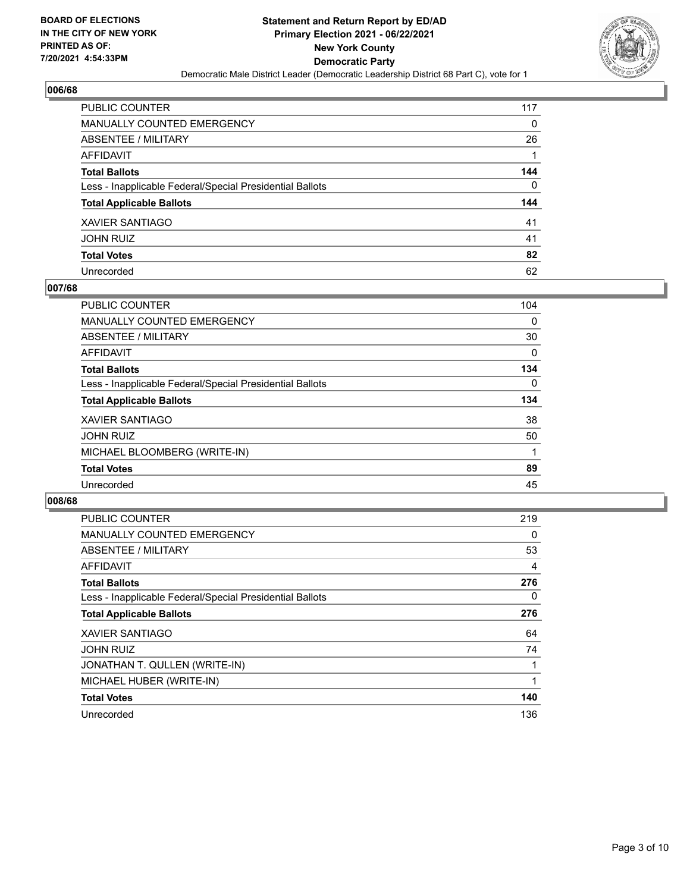**BOARD OF ELECTIONS IN THE CITY OF NEW YORK PRINTED AS OF: 7/20/2021 4:54:33PM**

**Statement and Return Report by ED/AD**
**Primary Election 2021 - 06/22/2021**
**New York County**
**Democratic Party**
Democratic Male District Leader (Democratic Leadership District 68 Part C), vote for 1

## 006/68

| | |
|---|---|
| PUBLIC COUNTER | 117 |
| MANUALLY COUNTED EMERGENCY | 0 |
| ABSENTEE / MILITARY | 26 |
| AFFIDAVIT | 1 |
| **Total Ballots** | **144** |
| Less - Inapplicable Federal/Special Presidential Ballots | 0 |
| **Total Applicable Ballots** | **144** |
| XAVIER SANTIAGO | 41 |
| JOHN RUIZ | 41 |
| **Total Votes** | **82** |
| Unrecorded | 62 |

## 007/68

| | |
|---|---|
| PUBLIC COUNTER | 104 |
| MANUALLY COUNTED EMERGENCY | 0 |
| ABSENTEE / MILITARY | 30 |
| AFFIDAVIT | 0 |
| **Total Ballots** | **134** |
| Less - Inapplicable Federal/Special Presidential Ballots | 0 |
| **Total Applicable Ballots** | **134** |
| XAVIER SANTIAGO | 38 |
| JOHN RUIZ | 50 |
| MICHAEL BLOOMBERG (WRITE-IN) | 1 |
| **Total Votes** | **89** |
| Unrecorded | 45 |

## 008/68

| | |
|---|---|
| PUBLIC COUNTER | 219 |
| MANUALLY COUNTED EMERGENCY | 0 |
| ABSENTEE / MILITARY | 53 |
| AFFIDAVIT | 4 |
| **Total Ballots** | **276** |
| Less - Inapplicable Federal/Special Presidential Ballots | 0 |
| **Total Applicable Ballots** | **276** |
| XAVIER SANTIAGO | 64 |
| JOHN RUIZ | 74 |
| JONATHAN T. QULLEN (WRITE-IN) | 1 |
| MICHAEL HUBER (WRITE-IN) | 1 |
| **Total Votes** | **140** |
| Unrecorded | 136 |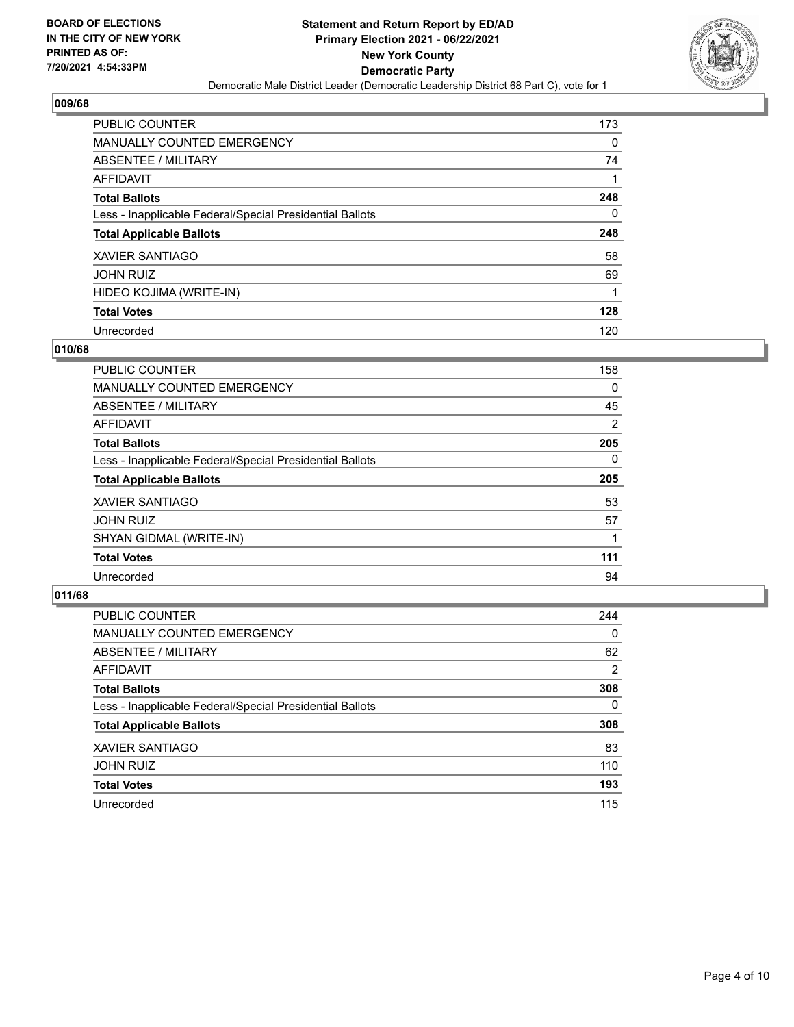**BOARD OF ELECTIONS IN THE CITY OF NEW YORK PRINTED AS OF: 7/20/2021 4:54:33PM**

**Statement and Return Report by ED/AD**
**Primary Election 2021 - 06/22/2021**
**New York County**
**Democratic Party**
Democratic Male District Leader (Democratic Leadership District 68 Part C), vote for 1

## 009/68

| | |
|---|---|
| PUBLIC COUNTER | 173 |
| MANUALLY COUNTED EMERGENCY | 0 |
| ABSENTEE / MILITARY | 74 |
| AFFIDAVIT | 1 |
| **Total Ballots** | **248** |
| Less - Inapplicable Federal/Special Presidential Ballots | 0 |
| **Total Applicable Ballots** | **248** |
| XAVIER SANTIAGO | 58 |
| JOHN RUIZ | 69 |
| HIDEO KOJIMA (WRITE-IN) | 1 |
| **Total Votes** | **128** |
| Unrecorded | 120 |

## 010/68

| | |
|---|---|
| PUBLIC COUNTER | 158 |
| MANUALLY COUNTED EMERGENCY | 0 |
| ABSENTEE / MILITARY | 45 |
| AFFIDAVIT | 2 |
| **Total Ballots** | **205** |
| Less - Inapplicable Federal/Special Presidential Ballots | 0 |
| **Total Applicable Ballots** | **205** |
| XAVIER SANTIAGO | 53 |
| JOHN RUIZ | 57 |
| SHYAN GIDMAL (WRITE-IN) | 1 |
| **Total Votes** | **111** |
| Unrecorded | 94 |

## 011/68

| | |
|---|---|
| PUBLIC COUNTER | 244 |
| MANUALLY COUNTED EMERGENCY | 0 |
| ABSENTEE / MILITARY | 62 |
| AFFIDAVIT | 2 |
| **Total Ballots** | **308** |
| Less - Inapplicable Federal/Special Presidential Ballots | 0 |
| **Total Applicable Ballots** | **308** |
| XAVIER SANTIAGO | 83 |
| JOHN RUIZ | 110 |
| **Total Votes** | **193** |
| Unrecorded | 115 |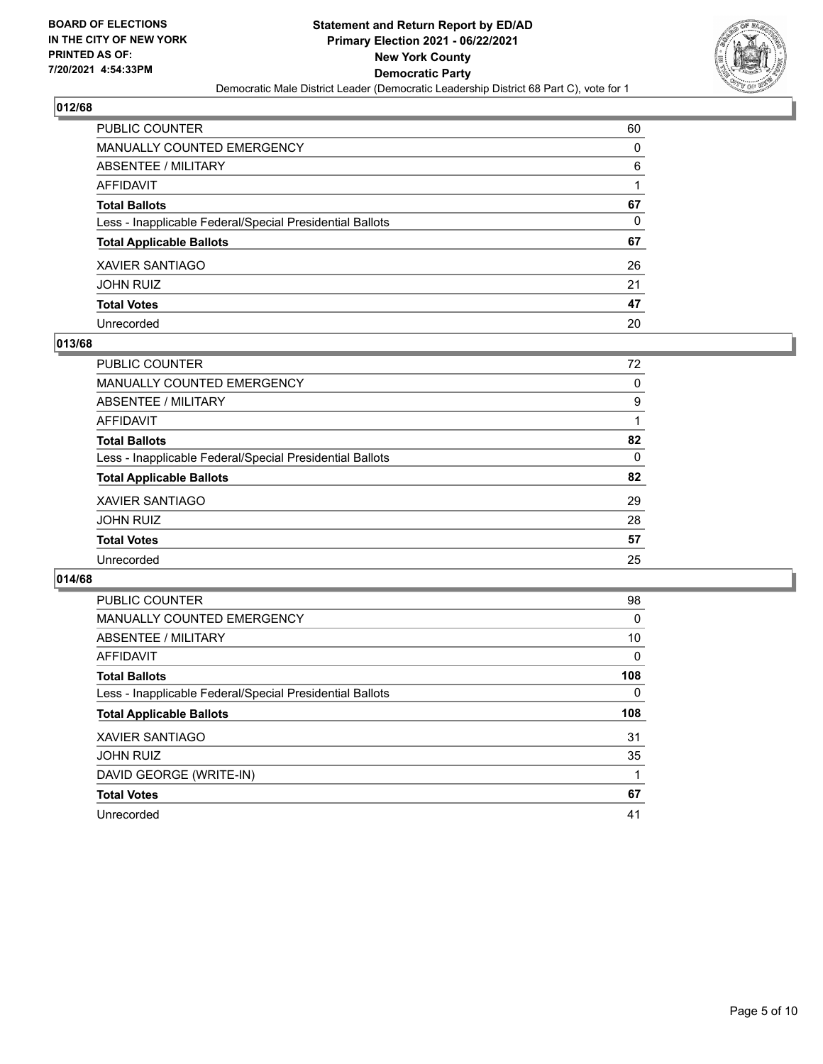**BOARD OF ELECTIONS IN THE CITY OF NEW YORK PRINTED AS OF: 7/20/2021 4:54:33PM**

**Statement and Return Report by ED/AD Primary Election 2021 - 06/22/2021 New York County Democratic Party**

Democratic Male District Leader (Democratic Leadership District 68 Part C), vote for 1

## 012/68

| | |
|---|---|
| PUBLIC COUNTER | 60 |
| MANUALLY COUNTED EMERGENCY | 0 |
| ABSENTEE / MILITARY | 6 |
| AFFIDAVIT | 1 |
| **Total Ballots** | **67** |
| Less - Inapplicable Federal/Special Presidential Ballots | 0 |
| **Total Applicable Ballots** | **67** |
| XAVIER SANTIAGO | 26 |
| JOHN RUIZ | 21 |
| **Total Votes** | **47** |
| Unrecorded | 20 |

## 013/68

| | |
|---|---|
| PUBLIC COUNTER | 72 |
| MANUALLY COUNTED EMERGENCY | 0 |
| ABSENTEE / MILITARY | 9 |
| AFFIDAVIT | 1 |
| **Total Ballots** | **82** |
| Less - Inapplicable Federal/Special Presidential Ballots | 0 |
| **Total Applicable Ballots** | **82** |
| XAVIER SANTIAGO | 29 |
| JOHN RUIZ | 28 |
| **Total Votes** | **57** |
| Unrecorded | 25 |

## 014/68

| | |
|---|---|
| PUBLIC COUNTER | 98 |
| MANUALLY COUNTED EMERGENCY | 0 |
| ABSENTEE / MILITARY | 10 |
| AFFIDAVIT | 0 |
| **Total Ballots** | **108** |
| Less - Inapplicable Federal/Special Presidential Ballots | 0 |
| **Total Applicable Ballots** | **108** |
| XAVIER SANTIAGO | 31 |
| JOHN RUIZ | 35 |
| DAVID GEORGE (WRITE-IN) | 1 |
| **Total Votes** | **67** |
| Unrecorded | 41 |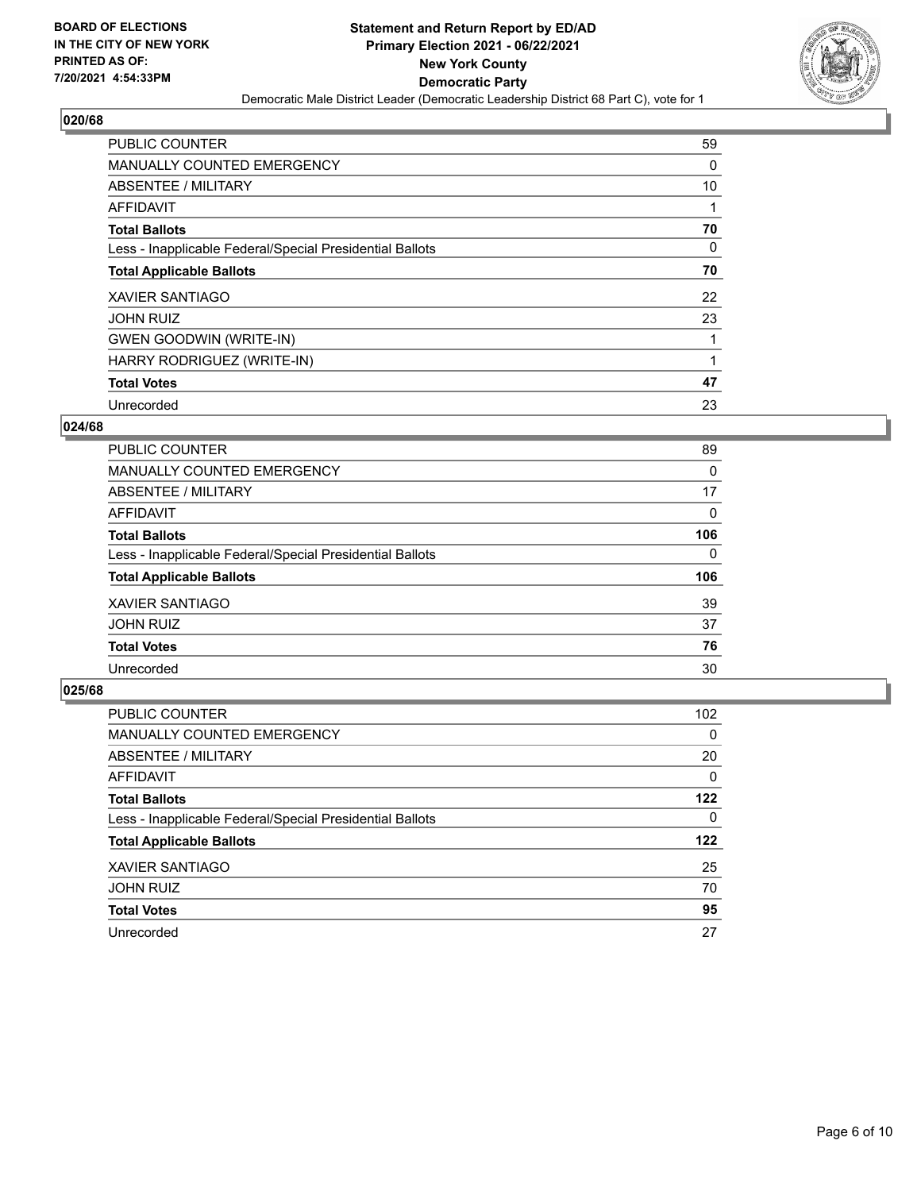**BOARD OF ELECTIONS IN THE CITY OF NEW YORK PRINTED AS OF: 7/20/2021 4:54:33PM**

**Statement and Return Report by ED/AD Primary Election 2021 - 06/22/2021 New York County Democratic Party**

Democratic Male District Leader (Democratic Leadership District 68 Part C), vote for 1

## 020/68

| | |
|---|---|
| PUBLIC COUNTER | 59 |
| MANUALLY COUNTED EMERGENCY | 0 |
| ABSENTEE / MILITARY | 10 |
| AFFIDAVIT | 1 |
| **Total Ballots** | **70** |
| Less - Inapplicable Federal/Special Presidential Ballots | 0 |
| **Total Applicable Ballots** | **70** |
| XAVIER SANTIAGO | 22 |
| JOHN RUIZ | 23 |
| GWEN GOODWIN (WRITE-IN) | 1 |
| HARRY RODRIGUEZ (WRITE-IN) | 1 |
| **Total Votes** | **47** |
| Unrecorded | 23 |

## 024/68

| | |
|---|---|
| PUBLIC COUNTER | 89 |
| MANUALLY COUNTED EMERGENCY | 0 |
| ABSENTEE / MILITARY | 17 |
| AFFIDAVIT | 0 |
| **Total Ballots** | **106** |
| Less - Inapplicable Federal/Special Presidential Ballots | 0 |
| **Total Applicable Ballots** | **106** |
| XAVIER SANTIAGO | 39 |
| JOHN RUIZ | 37 |
| **Total Votes** | **76** |
| Unrecorded | 30 |

## 025/68

| | |
|---|---|
| PUBLIC COUNTER | 102 |
| MANUALLY COUNTED EMERGENCY | 0 |
| ABSENTEE / MILITARY | 20 |
| AFFIDAVIT | 0 |
| **Total Ballots** | **122** |
| Less - Inapplicable Federal/Special Presidential Ballots | 0 |
| **Total Applicable Ballots** | **122** |
| XAVIER SANTIAGO | 25 |
| JOHN RUIZ | 70 |
| **Total Votes** | **95** |
| Unrecorded | 27 |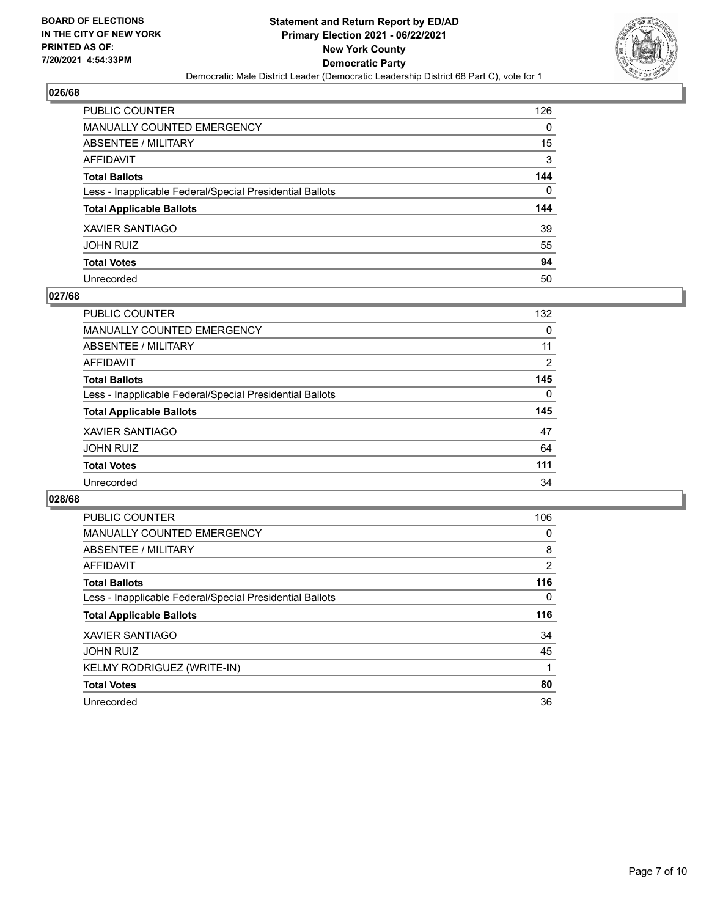## 026/68

| | |
|---|---|
| PUBLIC COUNTER | 126 |
| MANUALLY COUNTED EMERGENCY | 0 |
| ABSENTEE / MILITARY | 15 |
| AFFIDAVIT | 3 |
| **Total Ballots** | **144** |
| Less - Inapplicable Federal/Special Presidential Ballots | 0 |
| **Total Applicable Ballots** | **144** |
| XAVIER SANTIAGO | 39 |
| JOHN RUIZ | 55 |
| **Total Votes** | **94** |
| Unrecorded | 50 |

## 027/68

| | |
|---|---|
| PUBLIC COUNTER | 132 |
| MANUALLY COUNTED EMERGENCY | 0 |
| ABSENTEE / MILITARY | 11 |
| AFFIDAVIT | 2 |
| **Total Ballots** | **145** |
| Less - Inapplicable Federal/Special Presidential Ballots | 0 |
| **Total Applicable Ballots** | **145** |
| XAVIER SANTIAGO | 47 |
| JOHN RUIZ | 64 |
| **Total Votes** | **111** |
| Unrecorded | 34 |

## 028/68

| | |
|---|---|
| PUBLIC COUNTER | 106 |
| MANUALLY COUNTED EMERGENCY | 0 |
| ABSENTEE / MILITARY | 8 |
| AFFIDAVIT | 2 |
| **Total Ballots** | **116** |
| Less - Inapplicable Federal/Special Presidential Ballots | 0 |
| **Total Applicable Ballots** | **116** |
| XAVIER SANTIAGO | 34 |
| JOHN RUIZ | 45 |
| KELMY RODRIGUEZ (WRITE-IN) | 1 |
| **Total Votes** | **80** |
| Unrecorded | 36 |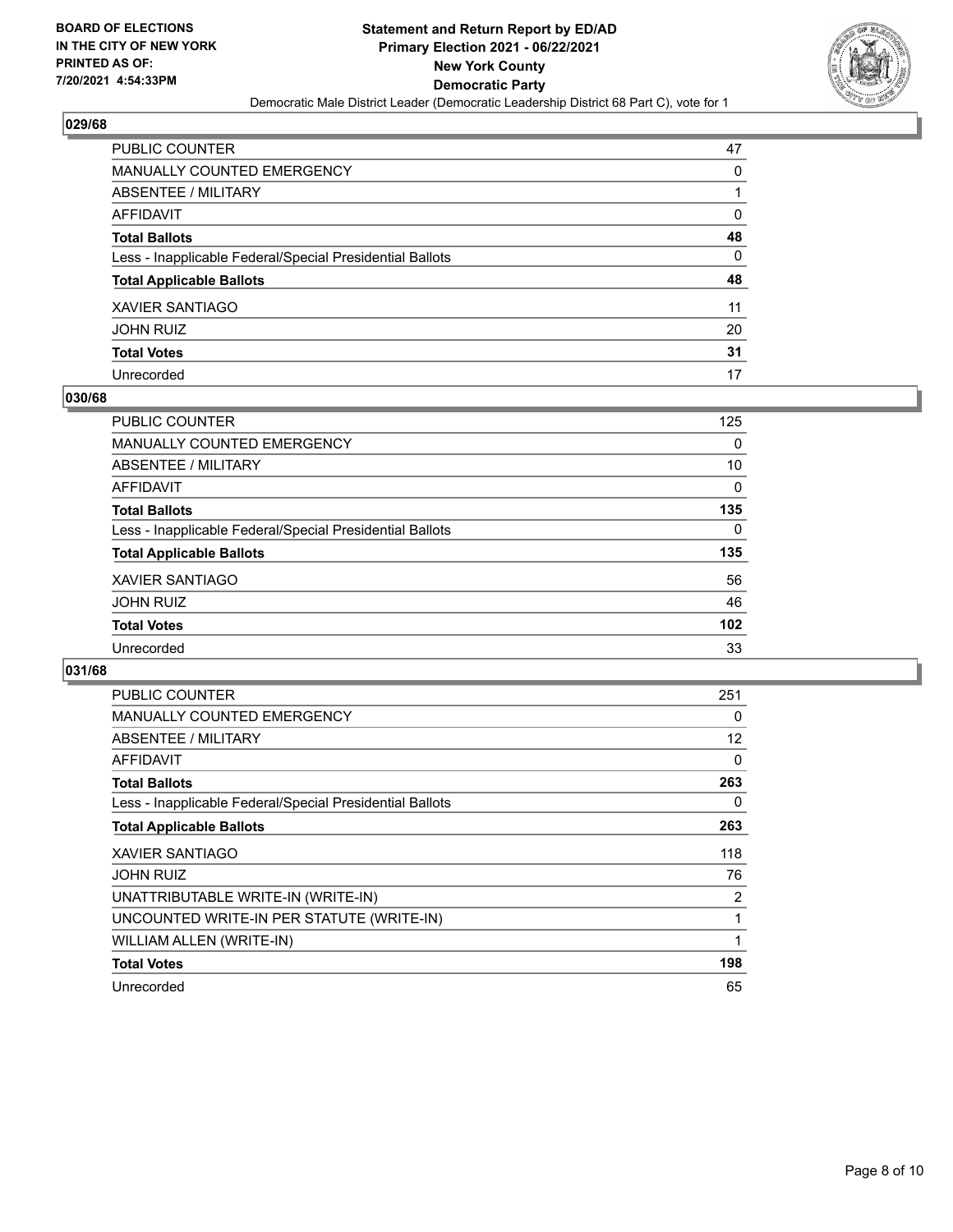**BOARD OF ELECTIONS IN THE CITY OF NEW YORK PRINTED AS OF: 7/20/2021 4:54:33PM**

**Statement and Return Report by ED/AD Primary Election 2021 - 06/22/2021 New York County Democratic Party**

Democratic Male District Leader (Democratic Leadership District 68 Part C), vote for 1

## 029/68

| | |
|---|---|
| PUBLIC COUNTER | 47 |
| MANUALLY COUNTED EMERGENCY | 0 |
| ABSENTEE / MILITARY | 1 |
| AFFIDAVIT | 0 |
| **Total Ballots** | **48** |
| Less - Inapplicable Federal/Special Presidential Ballots | 0 |
| **Total Applicable Ballots** | **48** |
| XAVIER SANTIAGO | 11 |
| JOHN RUIZ | 20 |
| **Total Votes** | **31** |
| Unrecorded | 17 |

## 030/68

| | |
|---|---|
| PUBLIC COUNTER | 125 |
| MANUALLY COUNTED EMERGENCY | 0 |
| ABSENTEE / MILITARY | 10 |
| AFFIDAVIT | 0 |
| **Total Ballots** | **135** |
| Less - Inapplicable Federal/Special Presidential Ballots | 0 |
| **Total Applicable Ballots** | **135** |
| XAVIER SANTIAGO | 56 |
| JOHN RUIZ | 46 |
| **Total Votes** | **102** |
| Unrecorded | 33 |

## 031/68

| | |
|---|---|
| PUBLIC COUNTER | 251 |
| MANUALLY COUNTED EMERGENCY | 0 |
| ABSENTEE / MILITARY | 12 |
| AFFIDAVIT | 0 |
| **Total Ballots** | **263** |
| Less - Inapplicable Federal/Special Presidential Ballots | 0 |
| **Total Applicable Ballots** | **263** |
| XAVIER SANTIAGO | 118 |
| JOHN RUIZ | 76 |
| UNATTRIBUTABLE WRITE-IN (WRITE-IN) | 2 |
| UNCOUNTED WRITE-IN PER STATUTE (WRITE-IN) | 1 |
| WILLIAM ALLEN (WRITE-IN) | 1 |
| **Total Votes** | **198** |
| Unrecorded | 65 |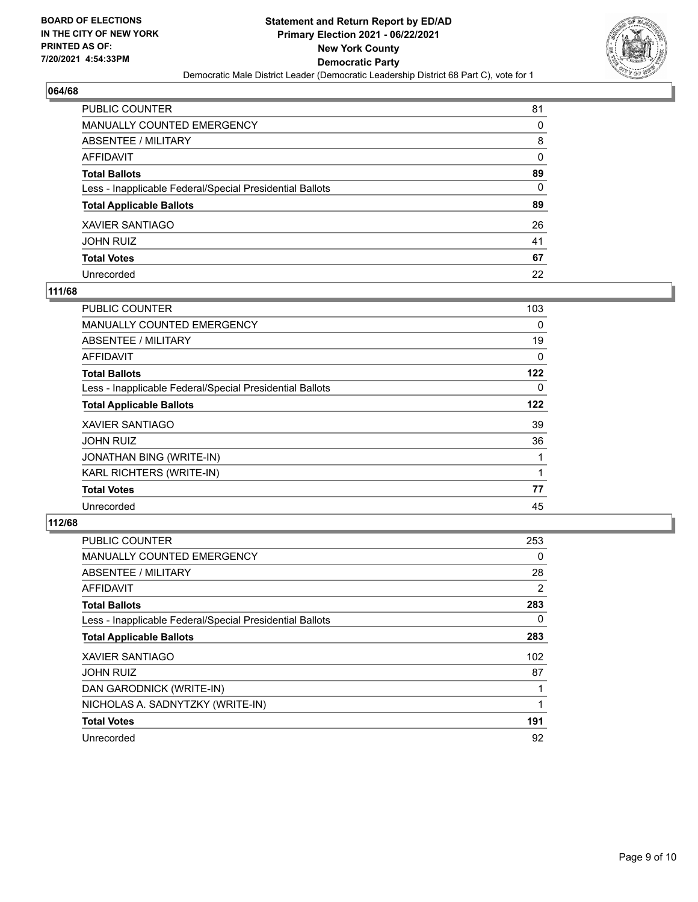## 064/68

| | |
|---|---|
| PUBLIC COUNTER | 81 |
| MANUALLY COUNTED EMERGENCY | 0 |
| ABSENTEE / MILITARY | 8 |
| AFFIDAVIT | 0 |
| **Total Ballots** | **89** |
| Less - Inapplicable Federal/Special Presidential Ballots | 0 |
| **Total Applicable Ballots** | **89** |
| XAVIER SANTIAGO | 26 |
| JOHN RUIZ | 41 |
| **Total Votes** | **67** |
| Unrecorded | 22 |

## 111/68

| | |
|---|---|
| PUBLIC COUNTER | 103 |
| MANUALLY COUNTED EMERGENCY | 0 |
| ABSENTEE / MILITARY | 19 |
| AFFIDAVIT | 0 |
| **Total Ballots** | **122** |
| Less - Inapplicable Federal/Special Presidential Ballots | 0 |
| **Total Applicable Ballots** | **122** |
| XAVIER SANTIAGO | 39 |
| JOHN RUIZ | 36 |
| JONATHAN BING (WRITE-IN) | 1 |
| KARL RICHTERS (WRITE-IN) | 1 |
| **Total Votes** | **77** |
| Unrecorded | 45 |

## 112/68

| | |
|---|---|
| PUBLIC COUNTER | 253 |
| MANUALLY COUNTED EMERGENCY | 0 |
| ABSENTEE / MILITARY | 28 |
| AFFIDAVIT | 2 |
| **Total Ballots** | **283** |
| Less - Inapplicable Federal/Special Presidential Ballots | 0 |
| **Total Applicable Ballots** | **283** |
| XAVIER SANTIAGO | 102 |
| JOHN RUIZ | 87 |
| DAN GARODNICK (WRITE-IN) | 1 |
| NICHOLAS A. SADNYTZKY (WRITE-IN) | 1 |
| **Total Votes** | **191** |
| Unrecorded | 92 |